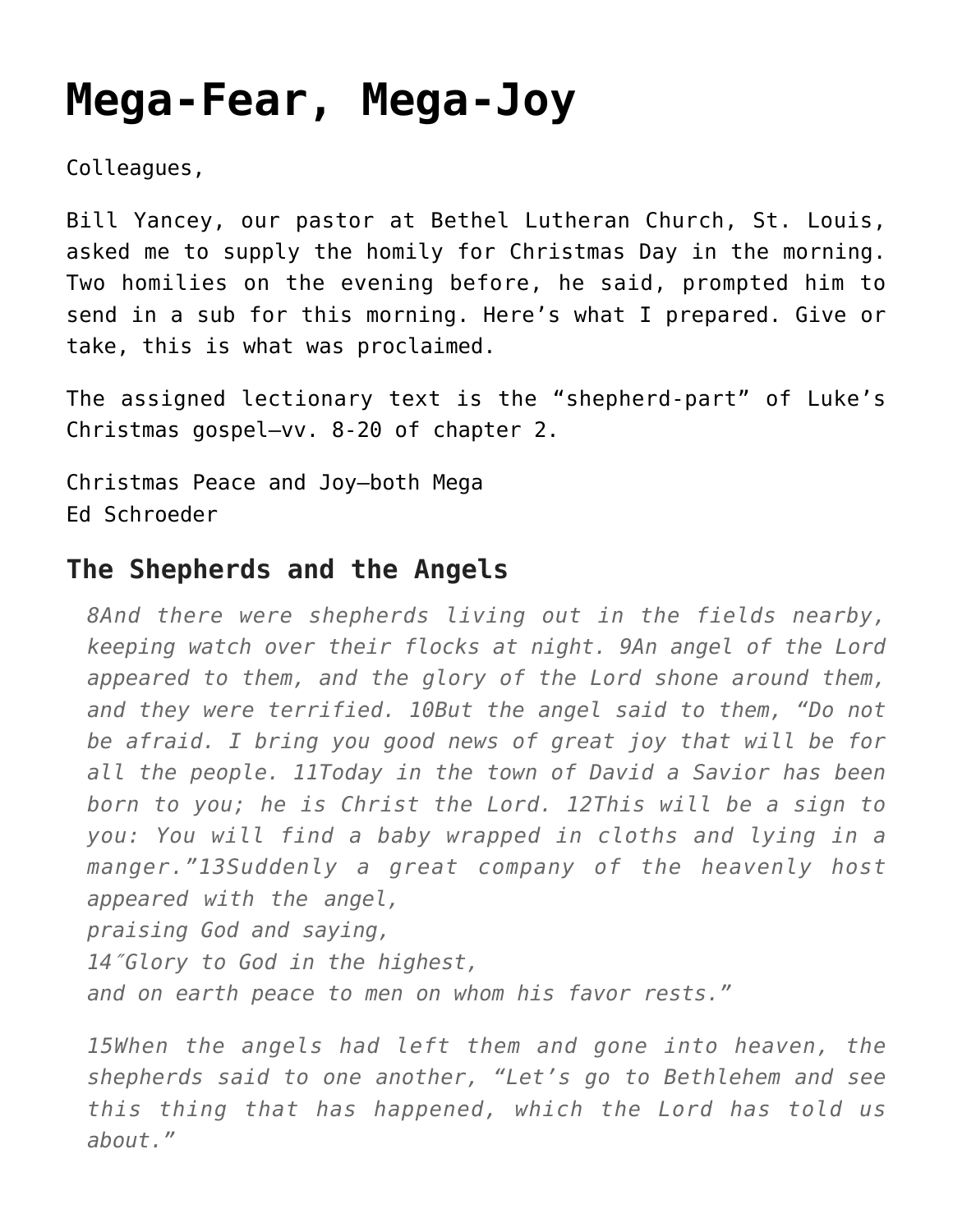# Mega-Fear, Mega-Joy

Colleagues,

Bill Yancey, our pastor at Bethel Lutheran Church, St. Louis, asked me to supply the homily for Christmas Day in the morning. Two homilies on the evening before, he said, prompted him to send in a sub for this morning. Here's what I prepared. Give or take, this is what was proclaimed.

The assigned lectionary text is the "shepherd-part" of Luke's Christmas gospel—vv. 8-20 of chapter 2.

Christmas Peace and Joy—both Mega
Ed Schroeder

## The Shepherds and the Angels

> *8And there were shepherds living out in the fields nearby, keeping watch over their flocks at night. 9An angel of the Lord appeared to them, and the glory of the Lord shone around them, and they were terrified. 10But the angel said to them, "Do not be afraid. I bring you good news of great joy that will be for all the people. 11Today in the town of David a Savior has been born to you; he is Christ the Lord. 12This will be a sign to you: You will find a baby wrapped in cloths and lying in a manger."13Suddenly a great company of the heavenly host appeared with the angel,*
> *praising God and saying,*
> *14″Glory to God in the highest,*
> *and on earth peace to men on whom his favor rests."*
>
> *15When the angels had left them and gone into heaven, the shepherds said to one another, "Let's go to Bethlehem and see this thing that has happened, which the Lord has told us about."*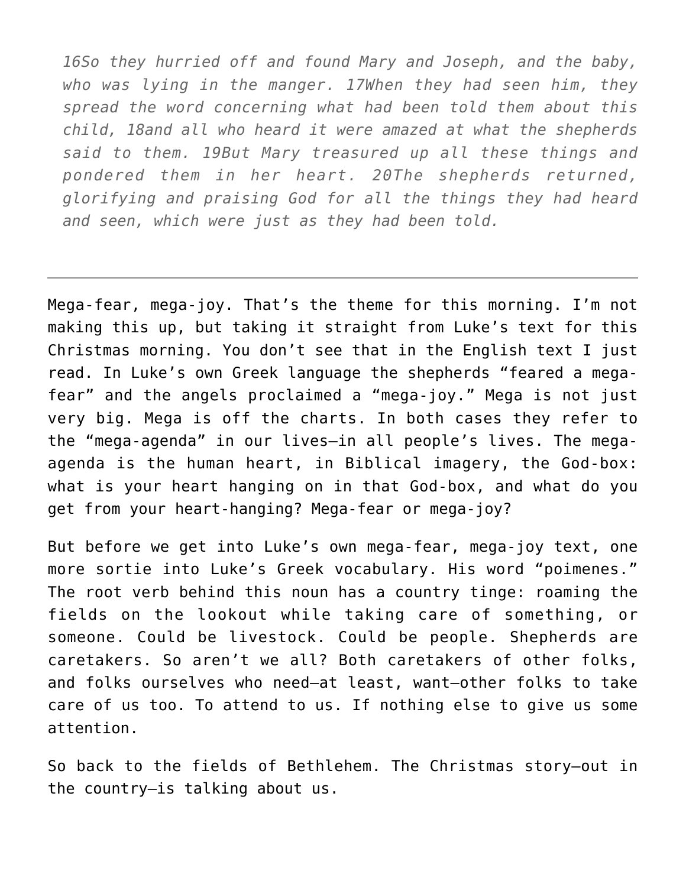*16So they hurried off and found Mary and Joseph, and the baby, who was lying in the manger. 17When they had seen him, they spread the word concerning what had been told them about this child, 18and all who heard it were amazed at what the shepherds said to them. 19But Mary treasured up all these things and pondered them in her heart. 20The shepherds returned, glorifying and praising God for all the things they had heard and seen, which were just as they had been told.*

---

Mega-fear, mega-joy. That's the theme for this morning. I'm not making this up, but taking it straight from Luke's text for this Christmas morning. You don't see that in the English text I just read. In Luke's own Greek language the shepherds "feared a mega-fear" and the angels proclaimed a "mega-joy." Mega is not just very big. Mega is off the charts. In both cases they refer to the "mega-agenda" in our lives—in all people's lives. The mega-agenda is the human heart, in Biblical imagery, the God-box: what is your heart hanging on in that God-box, and what do you get from your heart-hanging? Mega-fear or mega-joy?

But before we get into Luke's own mega-fear, mega-joy text, one more sortie into Luke's Greek vocabulary. His word "poimenes." The root verb behind this noun has a country tinge: roaming the fields on the lookout while taking care of something, or someone. Could be livestock. Could be people. Shepherds are caretakers. So aren't we all? Both caretakers of other folks, and folks ourselves who need—at least, want—other folks to take care of us too. To attend to us. If nothing else to give us some attention.

So back to the fields of Bethlehem. The Christmas story—out in the country—is talking about us.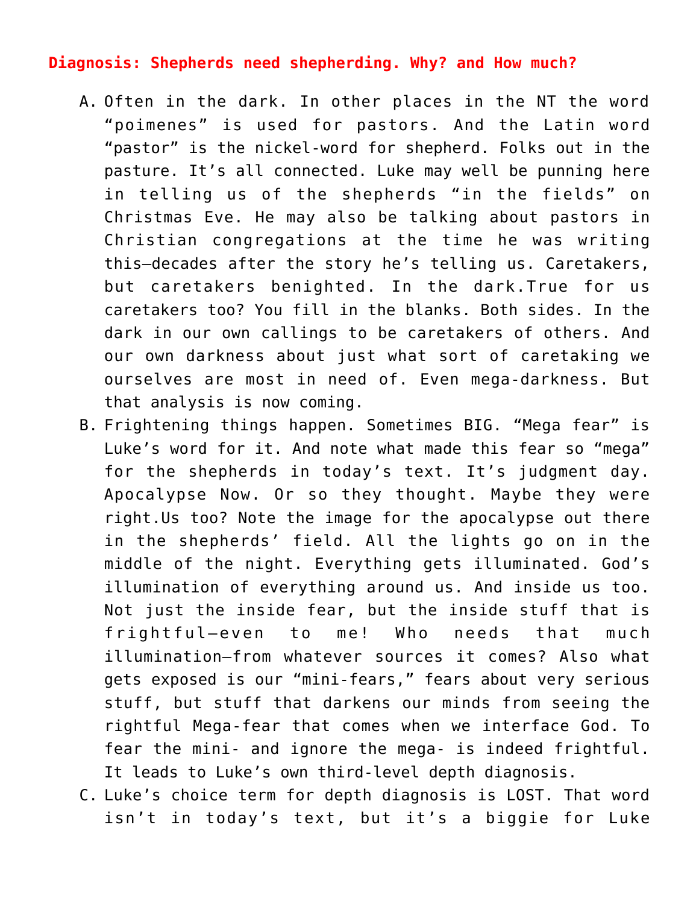**Diagnosis: Shepherds need shepherding. Why? and How much?**

A. Often in the dark. In other places in the NT the word "poimenes" is used for pastors. And the Latin word "pastor" is the nickel-word for shepherd. Folks out in the pasture. It's all connected. Luke may well be punning here in telling us of the shepherds "in the fields" on Christmas Eve. He may also be talking about pastors in Christian congregations at the time he was writing this—decades after the story he's telling us. Caretakers, but caretakers benighted. In the dark.True for us caretakers too? You fill in the blanks. Both sides. In the dark in our own callings to be caretakers of others. And our own darkness about just what sort of caretaking we ourselves are most in need of. Even mega-darkness. But that analysis is now coming.
B. Frightening things happen. Sometimes BIG. "Mega fear" is Luke's word for it. And note what made this fear so "mega" for the shepherds in today's text. It's judgment day. Apocalypse Now. Or so they thought. Maybe they were right.Us too? Note the image for the apocalypse out there in the shepherds' field. All the lights go on in the middle of the night. Everything gets illuminated. God's illumination of everything around us. And inside us too. Not just the inside fear, but the inside stuff that is frightful—even to me! Who needs that much illumination—from whatever sources it comes? Also what gets exposed is our "mini-fears," fears about very serious stuff, but stuff that darkens our minds from seeing the rightful Mega-fear that comes when we interface God. To fear the mini- and ignore the mega- is indeed frightful. It leads to Luke's own third-level depth diagnosis.
C. Luke's choice term for depth diagnosis is LOST. That word isn't in today's text, but it's a biggie for Luke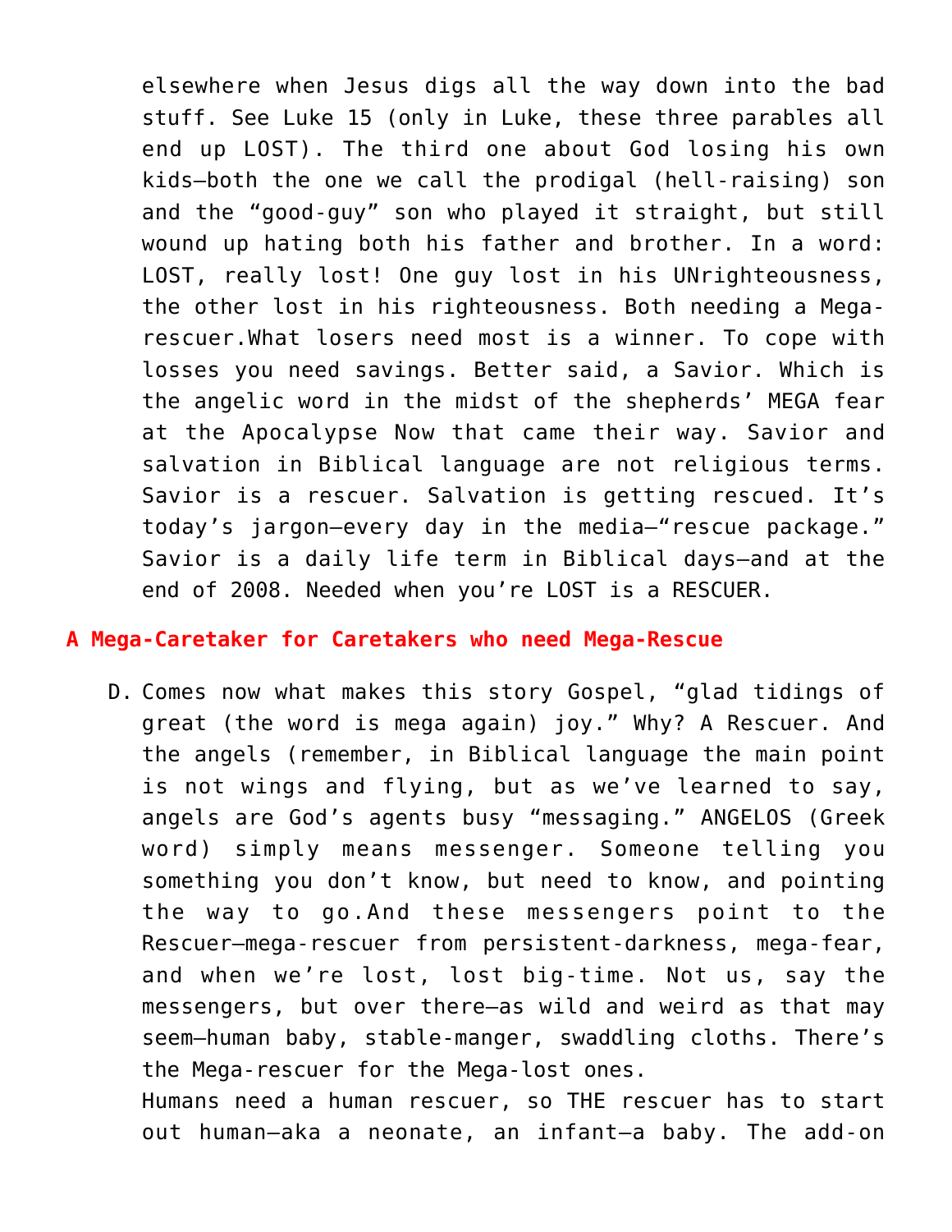elsewhere when Jesus digs all the way down into the bad stuff. See Luke 15 (only in Luke, these three parables all end up LOST). The third one about God losing his own kids—both the one we call the prodigal (hell-raising) son and the "good-guy" son who played it straight, but still wound up hating both his father and brother. In a word: LOST, really lost! One guy lost in his UNrighteousness, the other lost in his righteousness. Both needing a Mega-rescuer.What losers need most is a winner. To cope with losses you need savings. Better said, a Savior. Which is the angelic word in the midst of the shepherds' MEGA fear at the Apocalypse Now that came their way. Savior and salvation in Biblical language are not religious terms. Savior is a rescuer. Salvation is getting rescued. It's today's jargon—every day in the media—"rescue package." Savior is a daily life term in Biblical days—and at the end of 2008. Needed when you're LOST is a RESCUER.

## A Mega-Caretaker for Caretakers who need Mega-Rescue

D. Comes now what makes this story Gospel, "glad tidings of great (the word is mega again) joy." Why? A Rescuer. And the angels (remember, in Biblical language the main point is not wings and flying, but as we've learned to say, angels are God's agents busy "messaging." ANGELOS (Greek word) simply means messenger. Someone telling you something you don't know, but need to know, and pointing the way to go.And these messengers point to the Rescuer—mega-rescuer from persistent-darkness, mega-fear, and when we're lost, lost big-time. Not us, say the messengers, but over there—as wild and weird as that may seem—human baby, stable-manger, swaddling cloths. There's the Mega-rescuer for the Mega-lost ones.
   Humans need a human rescuer, so THE rescuer has to start out human—aka a neonate, an infant—a baby. The add-on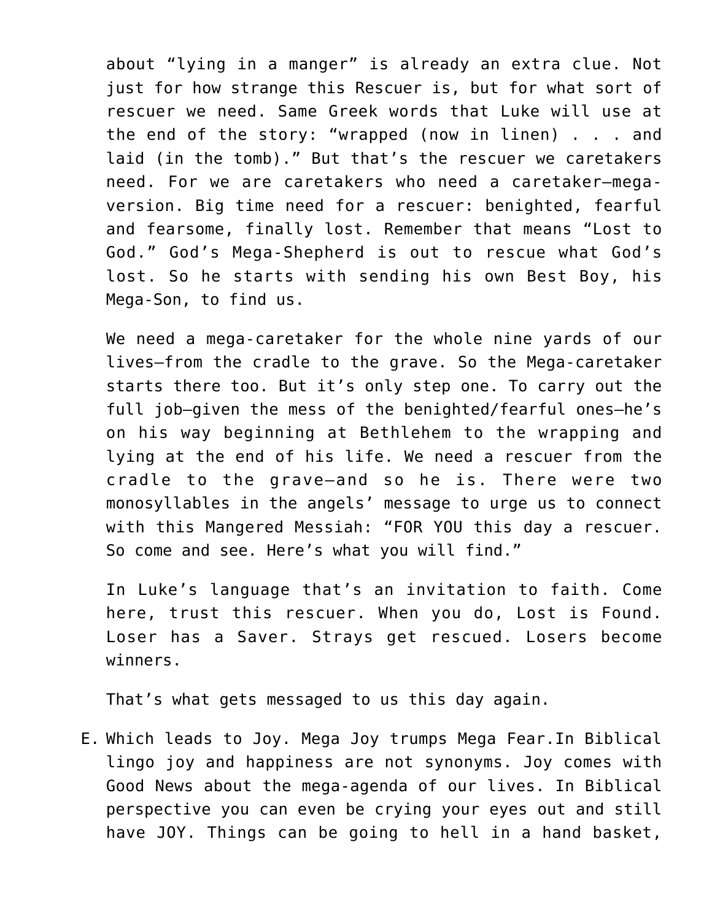about "lying in a manger" is already an extra clue. Not just for how strange this Rescuer is, but for what sort of rescuer we need. Same Greek words that Luke will use at the end of the story: "wrapped (now in linen) . . . and laid (in the tomb)." But that's the rescuer we caretakers need. For we are caretakers who need a caretaker—mega-version. Big time need for a rescuer: benighted, fearful and fearsome, finally lost. Remember that means "Lost to God." God's Mega-Shepherd is out to rescue what God's lost. So he starts with sending his own Best Boy, his Mega-Son, to find us.

We need a mega-caretaker for the whole nine yards of our lives—from the cradle to the grave. So the Mega-caretaker starts there too. But it's only step one. To carry out the full job—given the mess of the benighted/fearful ones—he's on his way beginning at Bethlehem to the wrapping and lying at the end of his life. We need a rescuer from the cradle to the grave—and so he is. There were two monosyllables in the angels' message to urge us to connect with this Mangered Messiah: "FOR YOU this day a rescuer. So come and see. Here's what you will find."

In Luke's language that's an invitation to faith. Come here, trust this rescuer. When you do, Lost is Found. Loser has a Saver. Strays get rescued. Losers become winners.

That's what gets messaged to us this day again.

E. Which leads to Joy. Mega Joy trumps Mega Fear.In Biblical lingo joy and happiness are not synonyms. Joy comes with Good News about the mega-agenda of our lives. In Biblical perspective you can even be crying your eyes out and still have JOY. Things can be going to hell in a hand basket,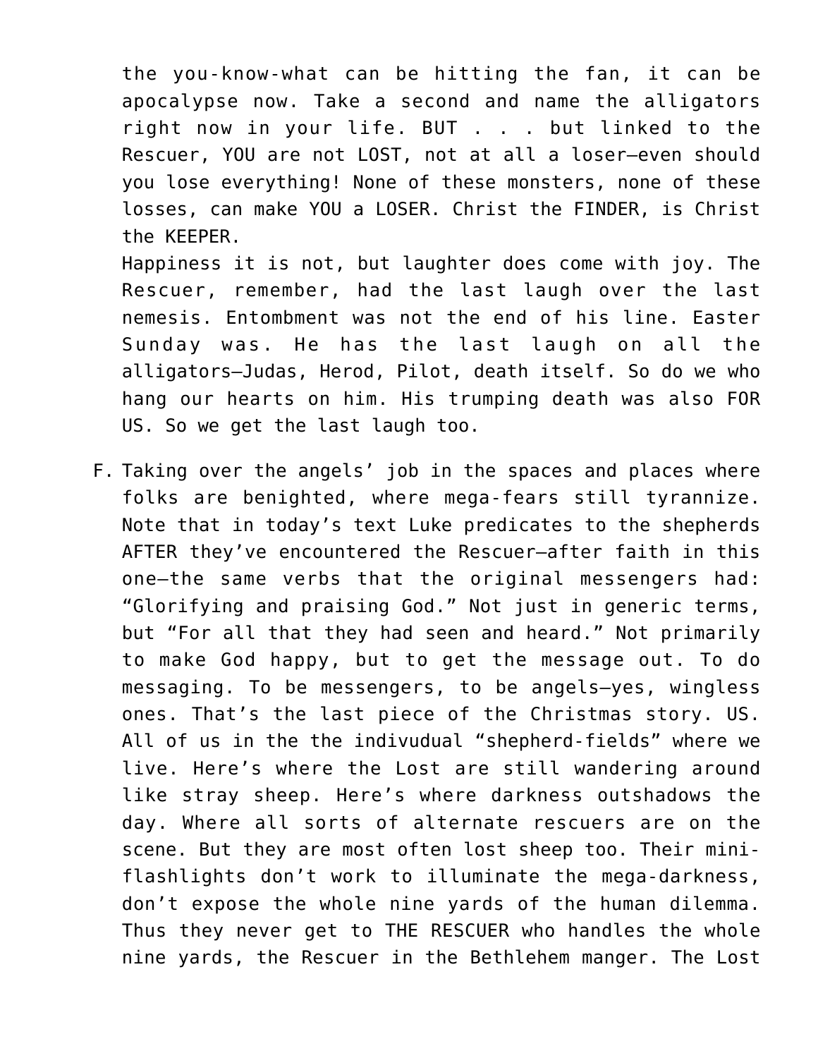the you-know-what can be hitting the fan, it can be apocalypse now. Take a second and name the alligators right now in your life. BUT . . . but linked to the Rescuer, YOU are not LOST, not at all a loser—even should you lose everything! None of these monsters, none of these losses, can make YOU a LOSER. Christ the FINDER, is Christ the KEEPER.

Happiness it is not, but laughter does come with joy. The Rescuer, remember, had the last laugh over the last nemesis. Entombment was not the end of his line. Easter Sunday was. He has the last laugh on all the alligators—Judas, Herod, Pilot, death itself. So do we who hang our hearts on him. His trumping death was also FOR US. So we get the last laugh too.

F. Taking over the angels' job in the spaces and places where folks are benighted, where mega-fears still tyrannize. Note that in today's text Luke predicates to the shepherds AFTER they've encountered the Rescuer—after faith in this one—the same verbs that the original messengers had: "Glorifying and praising God." Not just in generic terms, but "For all that they had seen and heard." Not primarily to make God happy, but to get the message out. To do messaging. To be messengers, to be angels—yes, wingless ones. That's the last piece of the Christmas story. US. All of us in the the indivudual "shepherd-fields" where we live. Here's where the Lost are still wandering around like stray sheep. Here's where darkness outshadows the day. Where all sorts of alternate rescuers are on the scene. But they are most often lost sheep too. Their mini-flashlights don't work to illuminate the mega-darkness, don't expose the whole nine yards of the human dilemma. Thus they never get to THE RESCUER who handles the whole nine yards, the Rescuer in the Bethlehem manger. The Lost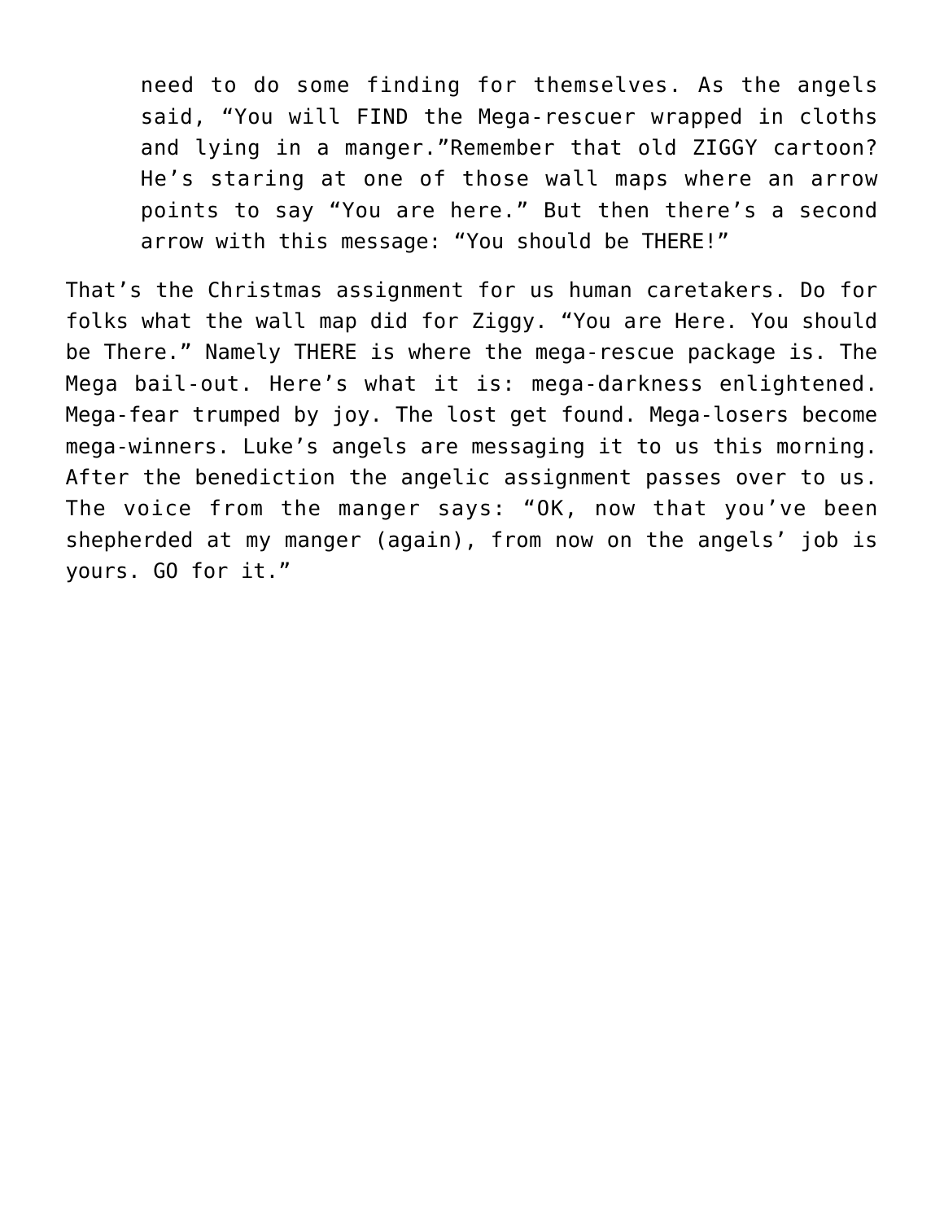need to do some finding for themselves. As the angels said, "You will FIND the Mega-rescuer wrapped in cloths and lying in a manger."Remember that old ZIGGY cartoon? He's staring at one of those wall maps where an arrow points to say "You are here." But then there's a second arrow with this message: "You should be THERE!"

That's the Christmas assignment for us human caretakers. Do for folks what the wall map did for Ziggy. "You are Here. You should be There." Namely THERE is where the mega-rescue package is. The Mega bail-out. Here's what it is: mega-darkness enlightened. Mega-fear trumped by joy. The lost get found. Mega-losers become mega-winners. Luke's angels are messaging it to us this morning. After the benediction the angelic assignment passes over to us. The voice from the manger says: "OK, now that you've been shepherded at my manger (again), from now on the angels' job is yours. GO for it."